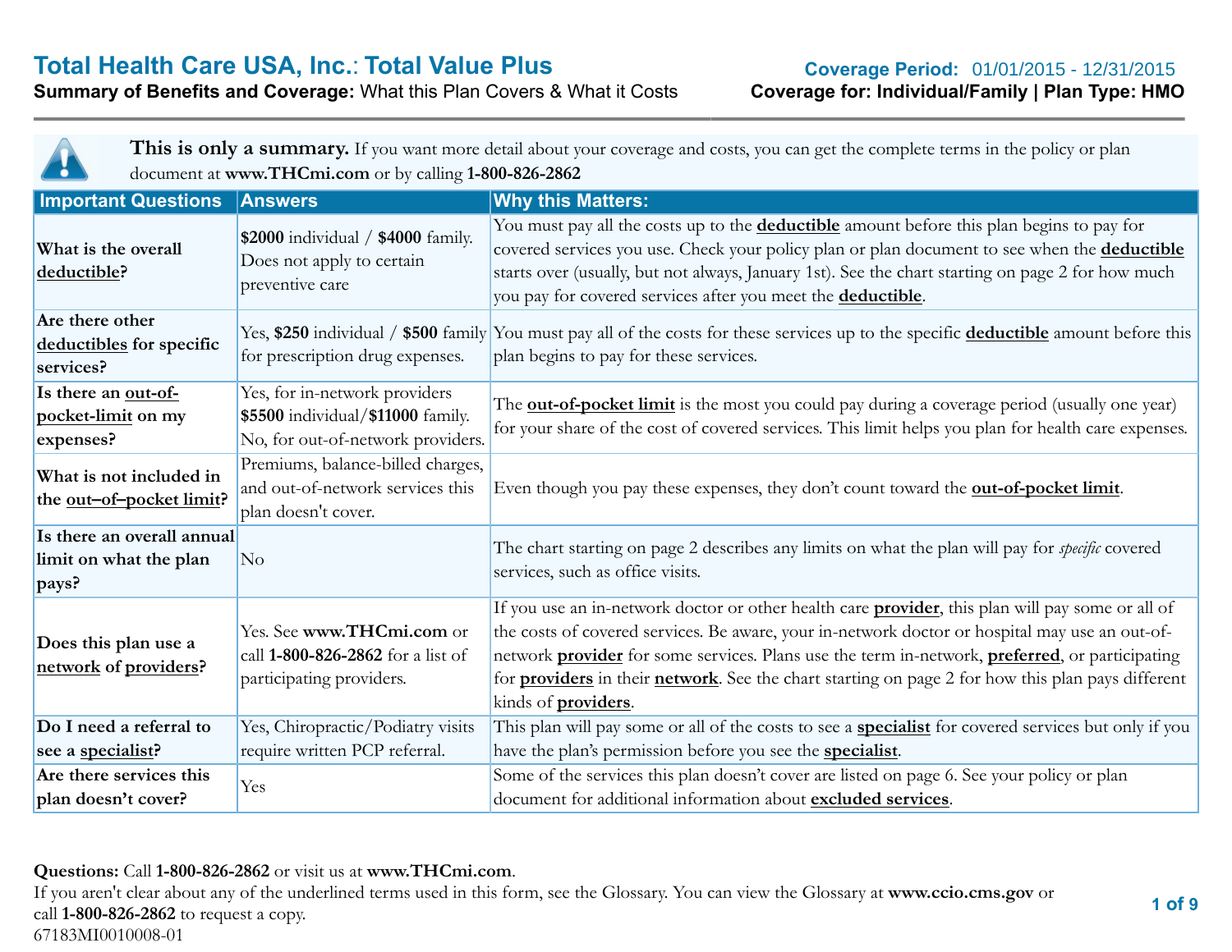# Total Health Care USA, Inc.: Total Value Plus

**Summary of Benefits and Coverage:** What this Plan Covers & What it Costs

**Coverage Period:** 01/01/2015 - 12/31/2015

**Coverage for: Individual/Family | Plan Type: HMO**

**This is only a summary.** If you want more detail about your coverage and costs, you can get the complete terms in the policy or plan document at **www.THCmi.com** or by calling **1-800-826-2862**

| Important Questions | Answers | Why this Matters: |
|---|---|---|
| **What is the overall deductible?** | **$2000** individual / **$4000** family. Does not apply to certain preventive care | You must pay all the costs up to the **deductible** amount before this plan begins to pay for covered services you use. Check your policy plan or plan document to see when the **deductible** starts over (usually, but not always, January 1st). See the chart starting on page 2 for how much you pay for covered services after you meet the **deductible**. |
| **Are there other deductibles for specific services?** | Yes, **$250** individual / **$500** family for prescription drug expenses. | You must pay all of the costs for these services up to the specific **deductible** amount before this plan begins to pay for these services. |
| **Is there an out-of-pocket-limit on my expenses?** | Yes, for in-network providers **$5500** individual/**$11000** family. No, for out-of-network providers. | The **out-of-pocket limit** is the most you could pay during a coverage period (usually one year) for your share of the cost of covered services. This limit helps you plan for health care expenses. |
| **What is not included in the out–of–pocket limit?** | Premiums, balance-billed charges, and out-of-network services this plan doesn't cover. | Even though you pay these expenses, they don't count toward the **out-of-pocket limit**. |
| **Is there an overall annual limit on what the plan pays?** | No | The chart starting on page 2 describes any limits on what the plan will pay for *specific* covered services, such as office visits. |
| **Does this plan use a network of providers?** | Yes. See **www.THCmi.com** or call **1-800-826-2862** for a list of participating providers. | If you use an in-network doctor or other health care **provider**, this plan will pay some or all of the costs of covered services. Be aware, your in-network doctor or hospital may use an out-of-network **provider** for some services. Plans use the term in-network, **preferred**, or participating for **providers** in their **network**. See the chart starting on page 2 for how this plan pays different kinds of **providers**. |
| **Do I need a referral to see a specialist?** | Yes, Chiropractic/Podiatry visits require written PCP referral. | This plan will pay some or all of the costs to see a **specialist** for covered services but only if you have the plan's permission before you see the **specialist**. |
| **Are there services this plan doesn't cover?** | Yes | Some of the services this plan doesn't cover are listed on page 6. See your policy or plan document for additional information about **excluded services**. |

**Questions:** Call **1-800-826-2862** or visit us at **www.THCmi.com**.

If you aren't clear about any of the underlined terms used in this form, see the Glossary. You can view the Glossary at **www.ccio.cms.gov** or call **1-800-826-2862** to request a copy.

67183MI0010008-01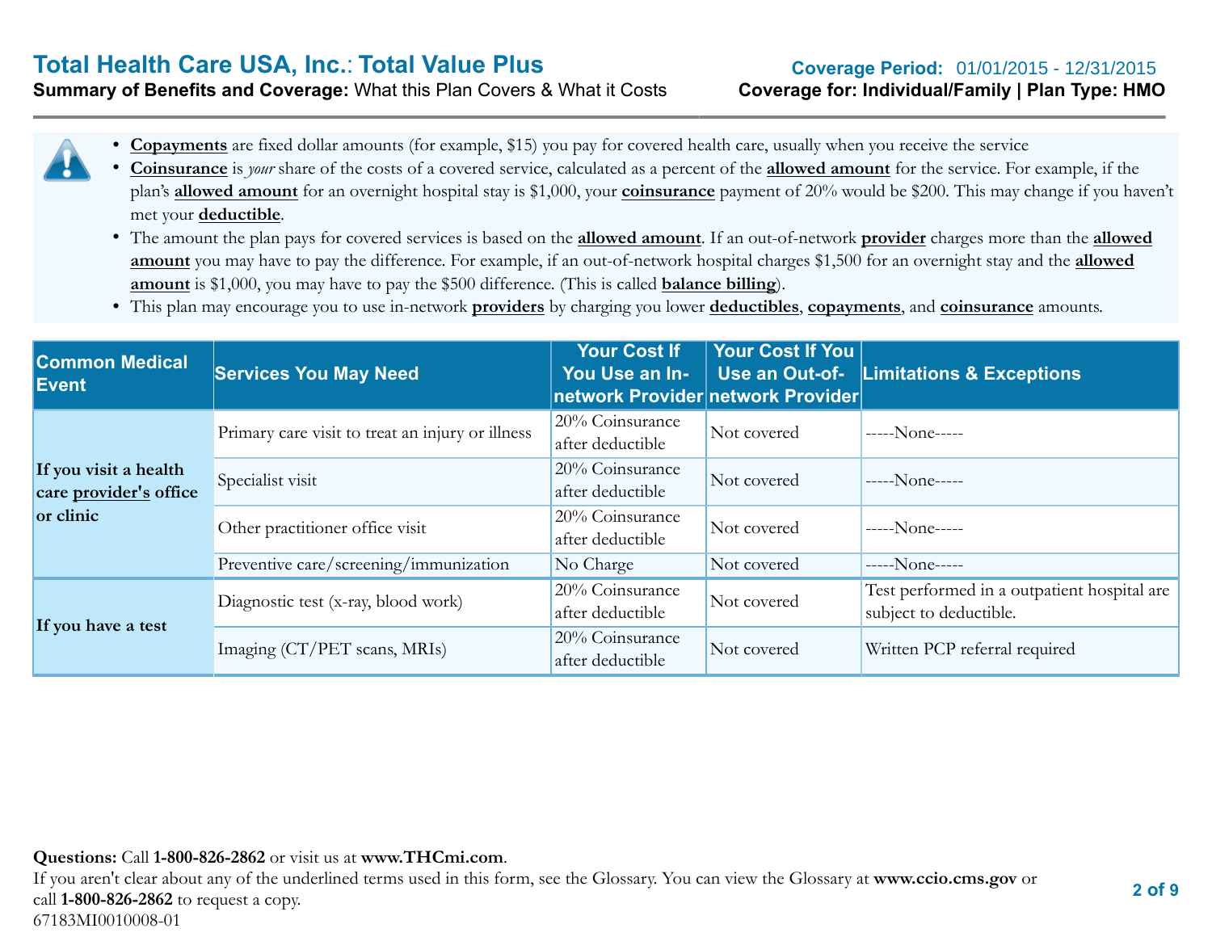# Total Health Care USA, Inc.: Total Value Plus

**Summary of Benefits and Coverage:** What this Plan Covers & What it Costs

**Coverage Period:** 01/01/2015 - 12/31/2015

**Coverage for: Individual/Family | Plan Type: HMO**

- **Copayments** are fixed dollar amounts (for example, $15) you pay for covered health care, usually when you receive the service
- **Coinsurance** is *your* share of the costs of a covered service, calculated as a percent of the **allowed amount** for the service. For example, if the plan's **allowed amount** for an overnight hospital stay is $1,000, your **coinsurance** payment of 20% would be $200. This may change if you haven't met your **deductible**.
- The amount the plan pays for covered services is based on the **allowed amount**. If an out-of-network **provider** charges more than the **allowed amount** you may have to pay the difference. For example, if an out-of-network hospital charges $1,500 for an overnight stay and the **allowed amount** is $1,000, you may have to pay the $500 difference. (This is called **balance billing**).
- This plan may encourage you to use in-network **providers** by charging you lower **deductibles**, **copayments**, and **coinsurance** amounts.

| Common Medical Event | Services You May Need | Your Cost If You Use an In-network Provider | Your Cost If You Use an Out-of-network Provider | Limitations & Exceptions |
|---|---|---|---|---|
| **If you visit a health care provider's office or clinic** | Primary care visit to treat an injury or illness | 20% Coinsurance after deductible | Not covered | -----None----- |
| | Specialist visit | 20% Coinsurance after deductible | Not covered | -----None----- |
| | Other practitioner office visit | 20% Coinsurance after deductible | Not covered | -----None----- |
| | Preventive care/screening/immunization | No Charge | Not covered | -----None----- |
| **If you have a test** | Diagnostic test (x-ray, blood work) | 20% Coinsurance after deductible | Not covered | Test performed in a outpatient hospital are subject to deductible. |
| | Imaging (CT/PET scans, MRIs) | 20% Coinsurance after deductible | Not covered | Written PCP referral required |

**Questions:** Call **1-800-826-2862** or visit us at **www.THCmi.com**.
If you aren't clear about any of the underlined terms used in this form, see the Glossary. You can view the Glossary at **www.ccio.cms.gov** or call **1-800-826-2862** to request a copy.
67183MI0010008-01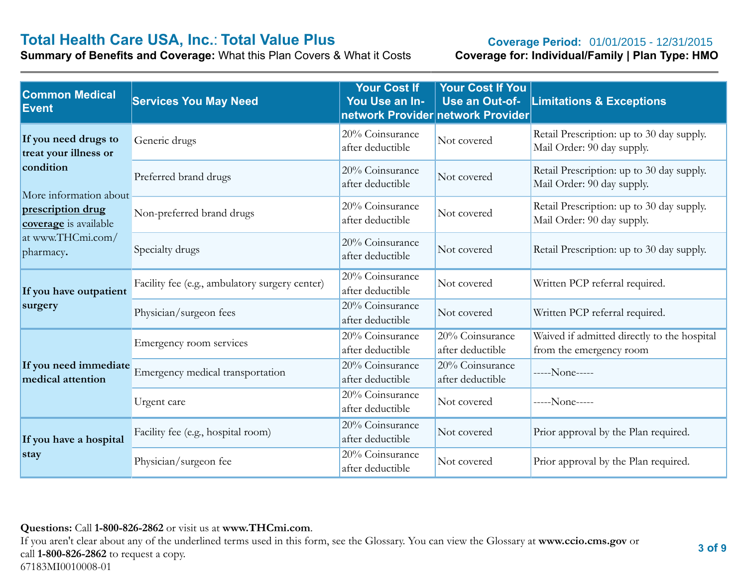# Total Health Care USA, Inc.: Total Value Plus

**Summary of Benefits and Coverage:** What this Plan Covers & What it Costs

**Coverage Period:** 01/01/2015 - 12/31/2015

**Coverage for: Individual/Family | Plan Type: HMO**

| Common Medical Event | Services You May Need | Your Cost If You Use an In-network Provider | Your Cost If You Use an Out-of-network Provider | Limitations & Exceptions |
|---|---|---|---|---|
| **If you need drugs to treat your illness or condition** More information about **prescription drug coverage** is available at www.THCmi.com/pharmacy. | Generic drugs | 20% Coinsurance after deductible | Not covered | Retail Prescription: up to 30 day supply. Mail Order: 90 day supply. |
| | Preferred brand drugs | 20% Coinsurance after deductible | Not covered | Retail Prescription: up to 30 day supply. Mail Order: 90 day supply. |
| | Non-preferred brand drugs | 20% Coinsurance after deductible | Not covered | Retail Prescription: up to 30 day supply. Mail Order: 90 day supply. |
| | Specialty drugs | 20% Coinsurance after deductible | Not covered | Retail Prescription: up to 30 day supply. |
| **If you have outpatient surgery** | Facility fee (e.g., ambulatory surgery center) | 20% Coinsurance after deductible | Not covered | Written PCP referral required. |
| | Physician/surgeon fees | 20% Coinsurance after deductible | Not covered | Written PCP referral required. |
| **If you need immediate medical attention** | Emergency room services | 20% Coinsurance after deductible | 20% Coinsurance after deductible | Waived if admitted directly to the hospital from the emergency room |
| | Emergency medical transportation | 20% Coinsurance after deductible | 20% Coinsurance after deductible | -----None----- |
| | Urgent care | 20% Coinsurance after deductible | Not covered | -----None----- |
| **If you have a hospital stay** | Facility fee (e.g., hospital room) | 20% Coinsurance after deductible | Not covered | Prior approval by the Plan required. |
| | Physician/surgeon fee | 20% Coinsurance after deductible | Not covered | Prior approval by the Plan required. |

**Questions:** Call **1-800-826-2862** or visit us at **www.THCmi.com**.
If you aren't clear about any of the underlined terms used in this form, see the Glossary. You can view the Glossary at **www.ccio.cms.gov** or call **1-800-826-2862** to request a copy.
67183MI0010008-01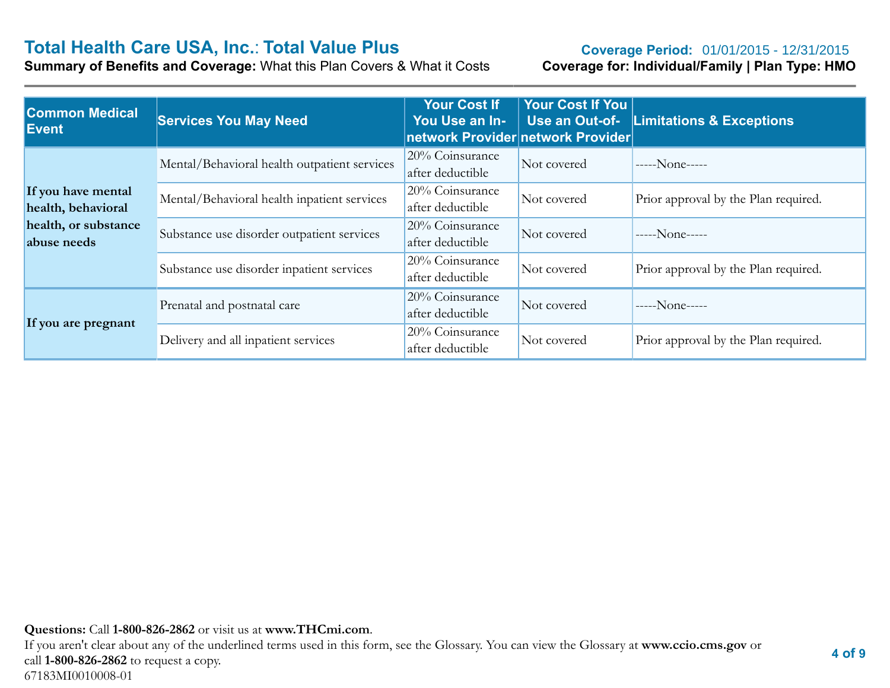| Common Medical Event | Services You May Need | Your Cost If You Use an In-network Provider | Your Cost If You Use an Out-of-network Provider | Limitations & Exceptions |
|---|---|---|---|---|
| **If you have mental health, behavioral health, or substance abuse needs** | Mental/Behavioral health outpatient services | 20% Coinsurance after deductible | Not covered | -----None----- |
| | Mental/Behavioral health inpatient services | 20% Coinsurance after deductible | Not covered | Prior approval by the Plan required. |
| | Substance use disorder outpatient services | 20% Coinsurance after deductible | Not covered | -----None----- |
| | Substance use disorder inpatient services | 20% Coinsurance after deductible | Not covered | Prior approval by the Plan required. |
| **If you are pregnant** | Prenatal and postnatal care | 20% Coinsurance after deductible | Not covered | -----None----- |
| | Delivery and all inpatient services | 20% Coinsurance after deductible | Not covered | Prior approval by the Plan required. |

**Questions:** Call **1-800-826-2862** or visit us at **www.THCmi.com**.
If you aren't clear about any of the underlined terms used in this form, see the Glossary. You can view the Glossary at **www.ccio.cms.gov** or call **1-800-826-2862** to request a copy.
67183MI0010008-01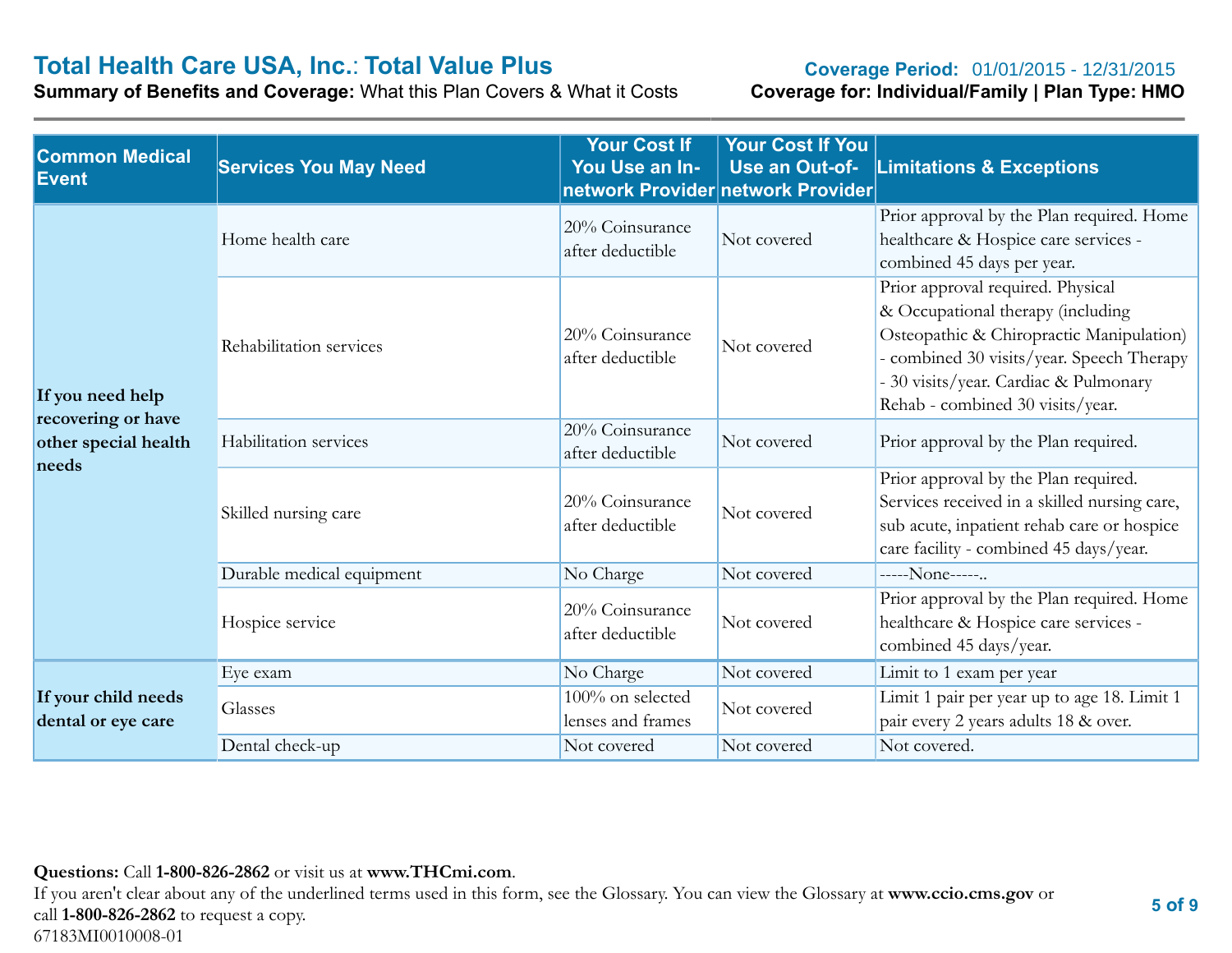# Total Health Care USA, Inc.: Total Value Plus

**Summary of Benefits and Coverage:** What this Plan Covers & What it Costs

**Coverage Period:** 01/01/2015 - 12/31/2015

**Coverage for: Individual/Family | Plan Type: HMO**

| Common Medical Event | Services You May Need | Your Cost If You Use an In-network Provider | Your Cost If You Use an Out-of-network Provider | Limitations & Exceptions |
|---|---|---|---|---|
| **If you need help recovering or have other special health needs** | Home health care | 20% Coinsurance after deductible | Not covered | Prior approval by the Plan required. Home healthcare & Hospice care services - combined 45 days per year. |
| | Rehabilitation services | 20% Coinsurance after deductible | Not covered | Prior approval required. Physical & Occupational therapy (including Osteopathic & Chiropractic Manipulation) - combined 30 visits/year. Speech Therapy - 30 visits/year. Cardiac & Pulmonary Rehab - combined 30 visits/year. |
| | Habilitation services | 20% Coinsurance after deductible | Not covered | Prior approval by the Plan required. |
| | Skilled nursing care | 20% Coinsurance after deductible | Not covered | Prior approval by the Plan required. Services received in a skilled nursing care, sub acute, inpatient rehab care or hospice care facility - combined 45 days/year. |
| | Durable medical equipment | No Charge | Not covered | -----None-----.. |
| | Hospice service | 20% Coinsurance after deductible | Not covered | Prior approval by the Plan required. Home healthcare & Hospice care services - combined 45 days/year. |
| **If your child needs dental or eye care** | Eye exam | No Charge | Not covered | Limit to 1 exam per year |
| | Glasses | 100% on selected lenses and frames | Not covered | Limit 1 pair per year up to age 18. Limit 1 pair every 2 years adults 18 & over. |
| | Dental check-up | Not covered | Not covered | Not covered. |

**Questions:** Call **1-800-826-2862** or visit us at **www.THCmi.com**.
If you aren't clear about any of the underlined terms used in this form, see the Glossary. You can view the Glossary at **www.ccio.cms.gov** or call **1-800-826-2862** to request a copy.
67183MI0010008-01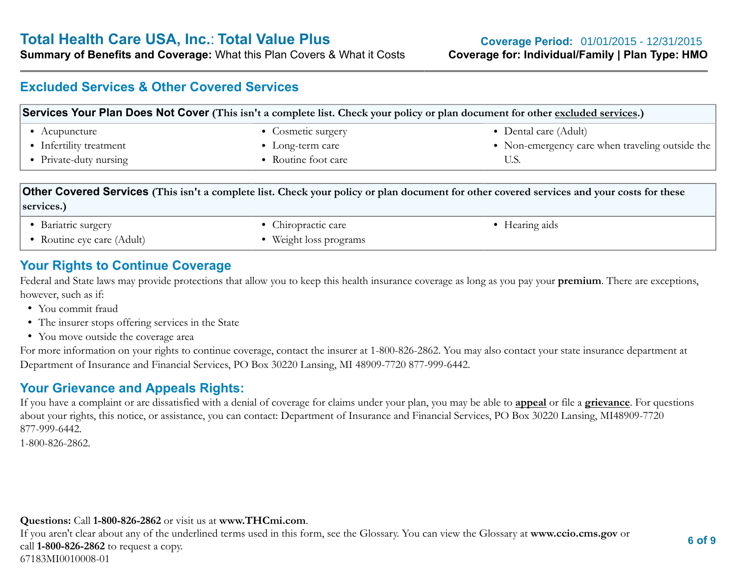# Total Health Care USA, Inc.: Total Value Plus

**Summary of Benefits and Coverage:** What this Plan Covers & What it Costs

**Coverage Period:** 01/01/2015 - 12/31/2015
**Coverage for: Individual/Family | Plan Type: HMO**

## Excluded Services & Other Covered Services

| **Services Your Plan Does Not Cover** (This isn't a complete list. Check your policy or plan document for other excluded services.) | | |
|---|---|---|
| • Acupuncture<br>• Infertility treatment<br>• Private-duty nursing | • Cosmetic surgery<br>• Long-term care<br>• Routine foot care | • Dental care (Adult)<br>• Non-emergency care when traveling outside the U.S. |

| **Other Covered Services** (This isn't a complete list. Check your policy or plan document for other covered services and your costs for these services.) | | |
|---|---|---|
| • Bariatric surgery<br>• Routine eye care (Adult) | • Chiropractic care<br>• Weight loss programs | • Hearing aids |

## Your Rights to Continue Coverage

Federal and State laws may provide protections that allow you to keep this health insurance coverage as long as you pay your **premium**. There are exceptions, however, such as if:

- You commit fraud
- The insurer stops offering services in the State
- You move outside the coverage area

For more information on your rights to continue coverage, contact the insurer at 1-800-826-2862. You may also contact your state insurance department at Department of Insurance and Financial Services, PO Box 30220 Lansing, MI 48909-7720 877-999-6442.

## Your Grievance and Appeals Rights:

If you have a complaint or are dissatisfied with a denial of coverage for claims under your plan, you may be able to **appeal** or file a **grievance**. For questions about your rights, this notice, or assistance, you can contact: Department of Insurance and Financial Services, PO Box 30220 Lansing, MI48909-7720 877-999-6442.
1-800-826-2862.

**Questions:** Call **1-800-826-2862** or visit us at **www.THCmi.com**.
If you aren't clear about any of the underlined terms used in this form, see the Glossary. You can view the Glossary at **www.ccio.cms.gov** or call **1-800-826-2862** to request a copy.
67183MI0010008-01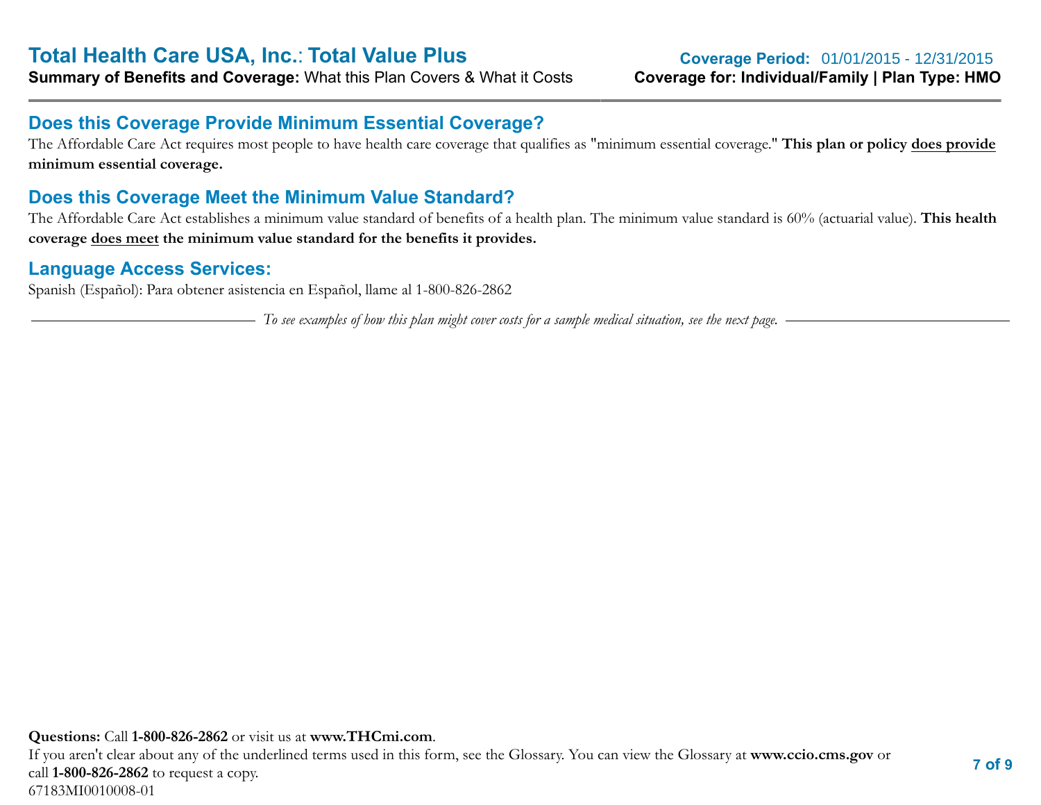## Does this Coverage Provide Minimum Essential Coverage?

The Affordable Care Act requires most people to have health care coverage that qualifies as "minimum essential coverage." **This plan or policy does provide minimum essential coverage.**

## Does this Coverage Meet the Minimum Value Standard?

The Affordable Care Act establishes a minimum value standard of benefits of a health plan. The minimum value standard is 60% (actuarial value). **This health coverage does meet the minimum value standard for the benefits it provides.**

## Language Access Services:

Spanish (Español): Para obtener asistencia en Español, llame al 1-800-826-2862

*To see examples of how this plan might cover costs for a sample medical situation, see the next page.*

**Questions:** Call **1-800-826-2862** or visit us at **www.THCmi.com**.
If you aren't clear about any of the underlined terms used in this form, see the Glossary. You can view the Glossary at **www.ccio.cms.gov** or call **1-800-826-2862** to request a copy.
67183MI0010008-01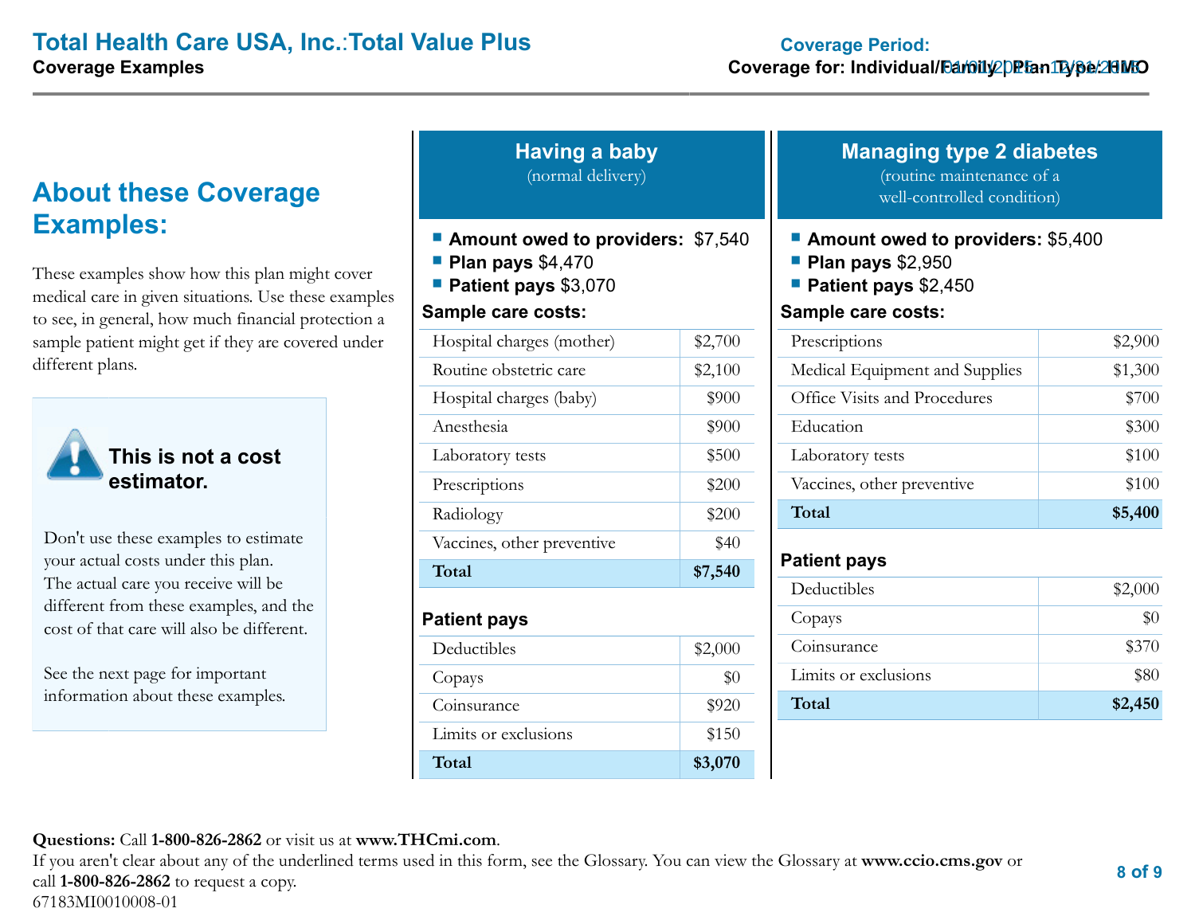# Total Health Care USA, Inc.:Total Value Plus

**Coverage Examples**

**Coverage Period:** 01/01/2015 - 12/31/2015

**Coverage for:** Individual/Family | **Plan Type:** HMO

## About these Coverage Examples:

These examples show how this plan might cover medical care in given situations. Use these examples to see, in general, how much financial protection a sample patient might get if they are covered under different plans.

### This is not a cost estimator.

Don't use these examples to estimate your actual costs under this plan. The actual care you receive will be different from these examples, and the cost of that care will also be different.

See the next page for important information about these examples.

## Having a baby

(normal delivery)

- **Amount owed to providers:** $7,540
- **Plan pays** $4,470
- **Patient pays** $3,070

**Sample care costs:**

| Sample care costs | |
|---|---|
| Hospital charges (mother) | $2,700 |
| Routine obstetric care | $2,100 |
| Hospital charges (baby) | $900 |
| Anesthesia | $900 |
| Laboratory tests | $500 |
| Prescriptions | $200 |
| Radiology | $200 |
| Vaccines, other preventive | $40 |
| **Total** | **$7,540** |

**Patient pays**

| Patient pays | |
|---|---|
| Deductibles | $2,000 |
| Copays | $0 |
| Coinsurance | $920 |
| Limits or exclusions | $150 |
| **Total** | **$3,070** |

## Managing type 2 diabetes

(routine maintenance of a well-controlled condition)

- **Amount owed to providers:** $5,400
- **Plan pays** $2,950
- **Patient pays** $2,450

**Sample care costs:**

| Sample care costs | |
|---|---|
| Prescriptions | $2,900 |
| Medical Equipment and Supplies | $1,300 |
| Office Visits and Procedures | $700 |
| Education | $300 |
| Laboratory tests | $100 |
| Vaccines, other preventive | $100 |
| **Total** | **$5,400** |

**Patient pays**

| Patient pays | |
|---|---|
| Deductibles | $2,000 |
| Copays | $0 |
| Coinsurance | $370 |
| Limits or exclusions | $80 |
| **Total** | **$2,450** |

**Questions:** Call **1-800-826-2862** or visit us at **www.THCmi.com**.

If you aren't clear about any of the underlined terms used in this form, see the Glossary. You can view the Glossary at **www.ccio.cms.gov** or call **1-800-826-2862** to request a copy.

67183MI0010008-01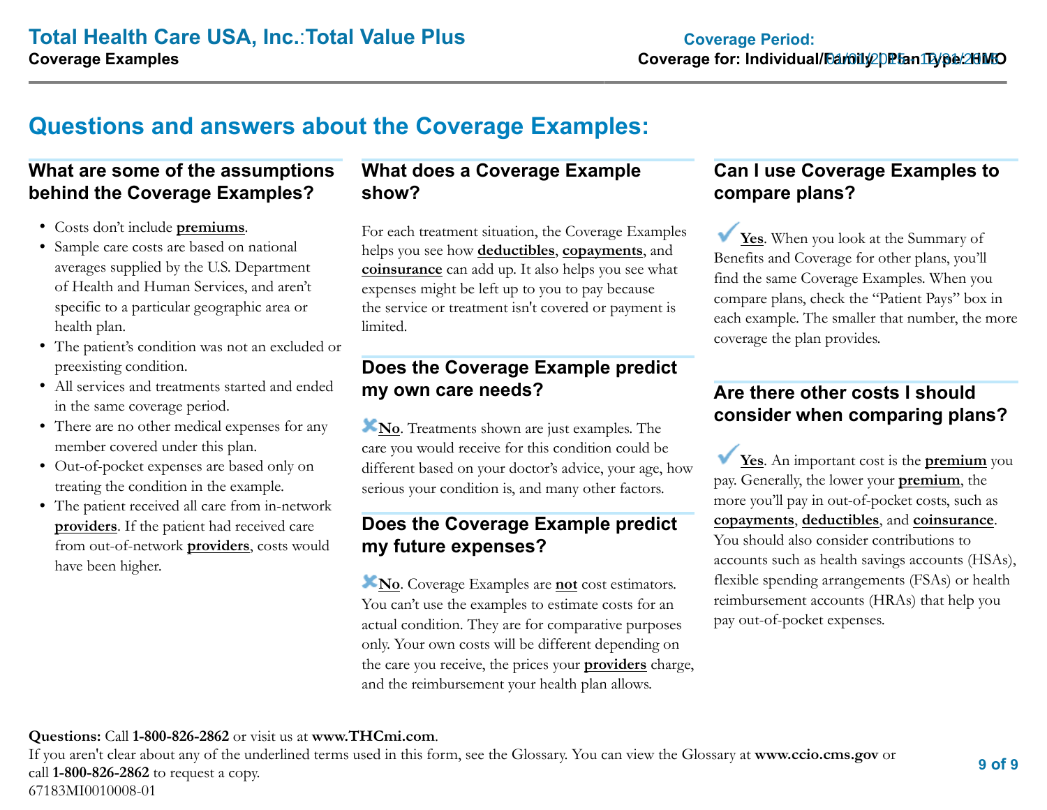## Questions and answers about the Coverage Examples:

### What are some of the assumptions behind the Coverage Examples?

- Costs don't include **premiums**.
- Sample care costs are based on national averages supplied by the U.S. Department of Health and Human Services, and aren't specific to a particular geographic area or health plan.
- The patient's condition was not an excluded or preexisting condition.
- All services and treatments started and ended in the same coverage period.
- There are no other medical expenses for any member covered under this plan.
- Out-of-pocket expenses are based only on treating the condition in the example.
- The patient received all care from in-network **providers**. If the patient had received care from out-of-network **providers**, costs would have been higher.

### What does a Coverage Example show?

For each treatment situation, the Coverage Examples helps you see how **deductibles**, **copayments**, and **coinsurance** can add up. It also helps you see what expenses might be left up to you to pay because the service or treatment isn't covered or payment is limited.

### Does the Coverage Example predict my own care needs?

✗ **No**. Treatments shown are just examples. The care you would receive for this condition could be different based on your doctor's advice, your age, how serious your condition is, and many other factors.

### Does the Coverage Example predict my future expenses?

✗ **No**. Coverage Examples are **not** cost estimators. You can't use the examples to estimate costs for an actual condition. They are for comparative purposes only. Your own costs will be different depending on the care you receive, the prices your **providers** charge, and the reimbursement your health plan allows.

### Can I use Coverage Examples to compare plans?

✓ **Yes**. When you look at the Summary of Benefits and Coverage for other plans, you'll find the same Coverage Examples. When you compare plans, check the "Patient Pays" box in each example. The smaller that number, the more coverage the plan provides.

### Are there other costs I should consider when comparing plans?

✓ **Yes**. An important cost is the **premium** you pay. Generally, the lower your **premium**, the more you'll pay in out-of-pocket costs, such as **copayments**, **deductibles**, and **coinsurance**. You should also consider contributions to accounts such as health savings accounts (HSAs), flexible spending arrangements (FSAs) or health reimbursement accounts (HRAs) that help you pay out-of-pocket expenses.

**Questions:** Call **1-800-826-2862** or visit us at **www.THCmi.com**.
If you aren't clear about any of the underlined terms used in this form, see the Glossary. You can view the Glossary at **www.ccio.cms.gov** or call **1-800-826-2862** to request a copy.
67183MI0010008-01